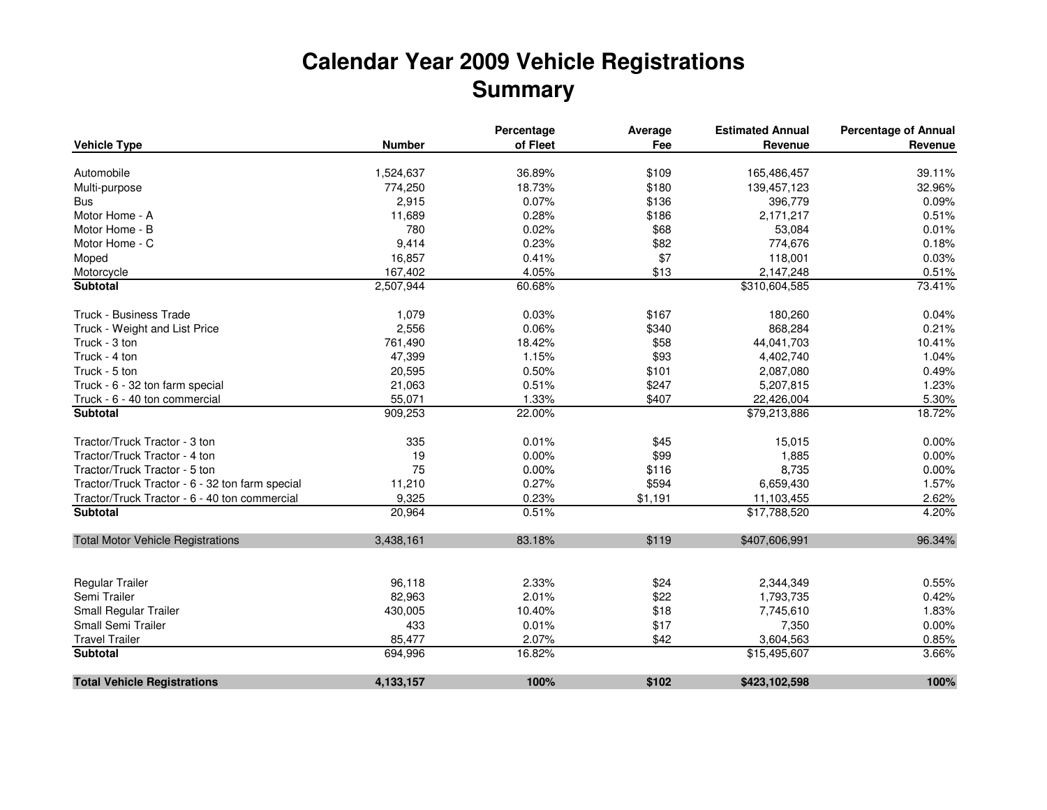# Calendar Year 2009 Vehicle Registrations
## Summary

| Vehicle Type | Number | Percentage of Fleet | Average Fee | Estimated Annual Revenue | Percentage of Annual Revenue |
|---|---|---|---|---|---|
| Automobile | 1,524,637 | 36.89% | $109 | 165,486,457 | 39.11% |
| Multi-purpose | 774,250 | 18.73% | $180 | 139,457,123 | 32.96% |
| Bus | 2,915 | 0.07% | $136 | 396,779 | 0.09% |
| Motor Home - A | 11,689 | 0.28% | $186 | 2,171,217 | 0.51% |
| Motor Home - B | 780 | 0.02% | $68 | 53,084 | 0.01% |
| Motor Home - C | 9,414 | 0.23% | $82 | 774,676 | 0.18% |
| Moped | 16,857 | 0.41% | $7 | 118,001 | 0.03% |
| Motorcycle | 167,402 | 4.05% | $13 | 2,147,248 | 0.51% |
| **Subtotal** | 2,507,944 | 60.68% | | $310,604,585 | 73.41% |
| Truck - Business Trade | 1,079 | 0.03% | $167 | 180,260 | 0.04% |
| Truck - Weight and List Price | 2,556 | 0.06% | $340 | 868,284 | 0.21% |
| Truck - 3 ton | 761,490 | 18.42% | $58 | 44,041,703 | 10.41% |
| Truck - 4 ton | 47,399 | 1.15% | $93 | 4,402,740 | 1.04% |
| Truck - 5 ton | 20,595 | 0.50% | $101 | 2,087,080 | 0.49% |
| Truck - 6 - 32 ton farm special | 21,063 | 0.51% | $247 | 5,207,815 | 1.23% |
| Truck - 6 - 40 ton commercial | 55,071 | 1.33% | $407 | 22,426,004 | 5.30% |
| **Subtotal** | 909,253 | 22.00% | | $79,213,886 | 18.72% |
| Tractor/Truck Tractor - 3 ton | 335 | 0.01% | $45 | 15,015 | 0.00% |
| Tractor/Truck Tractor - 4 ton | 19 | 0.00% | $99 | 1,885 | 0.00% |
| Tractor/Truck Tractor - 5 ton | 75 | 0.00% | $116 | 8,735 | 0.00% |
| Tractor/Truck Tractor - 6 - 32 ton farm special | 11,210 | 0.27% | $594 | 6,659,430 | 1.57% |
| Tractor/Truck Tractor - 6 - 40 ton commercial | 9,325 | 0.23% | $1,191 | 11,103,455 | 2.62% |
| **Subtotal** | 20,964 | 0.51% | | $17,788,520 | 4.20% |
| Total Motor Vehicle Registrations | 3,438,161 | 83.18% | $119 | $407,606,991 | 96.34% |
| Regular Trailer | 96,118 | 2.33% | $24 | 2,344,349 | 0.55% |
| Semi Trailer | 82,963 | 2.01% | $22 | 1,793,735 | 0.42% |
| Small Regular Trailer | 430,005 | 10.40% | $18 | 7,745,610 | 1.83% |
| Small Semi Trailer | 433 | 0.01% | $17 | 7,350 | 0.00% |
| Travel Trailer | 85,477 | 2.07% | $42 | 3,604,563 | 0.85% |
| **Subtotal** | 694,996 | 16.82% | | $15,495,607 | 3.66% |
| **Total Vehicle Registrations** | **4,133,157** | **100%** | **$102** | **$423,102,598** | **100%** |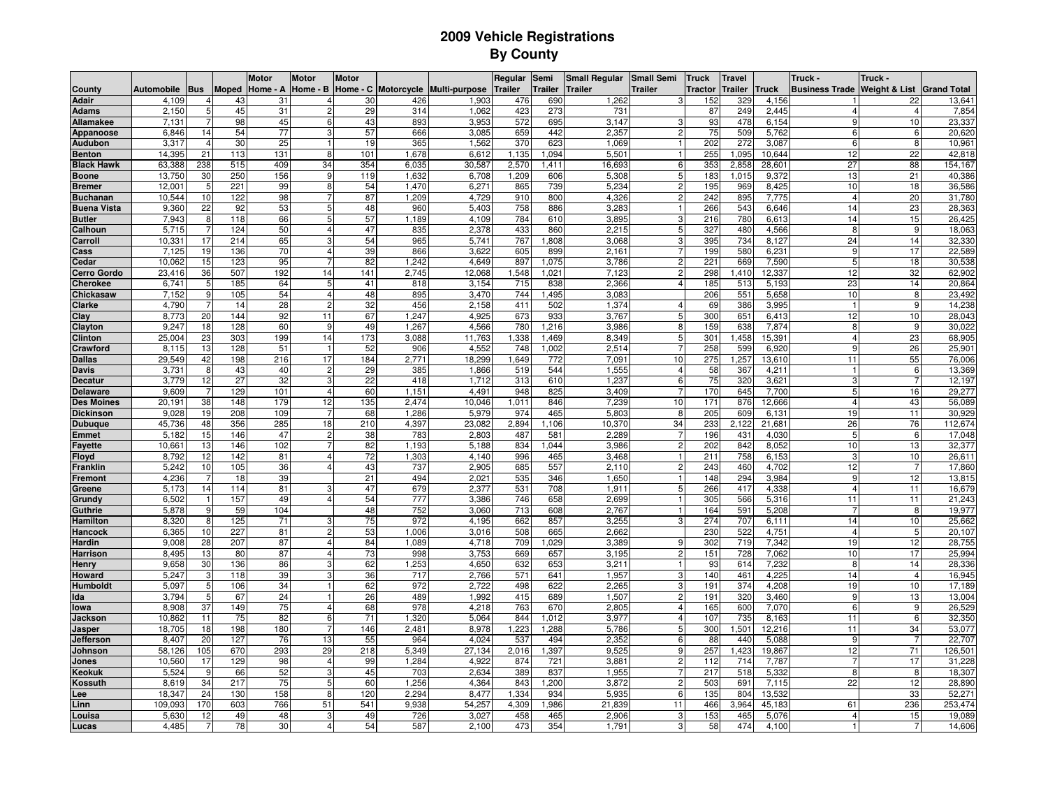# 2009 Vehicle Registrations
## By County

| County | Automobile | Bus | Moped | Motor Home - A | Motor Home - B | Motor Home - C | Motorcycle | Multi-purpose | Regular Trailer | Semi Trailer | Small Regular Trailer | Small Semi Trailer | Truck Tractor | Travel Trailer | Truck | Truck - Business Trade | Truck - Weight & List | Grand Total |
|---|---|---|---|---|---|---|---|---|---|---|---|---|---|---|---|---|---|---|
| Adair | 4,109 | 4 | 43 | 31 | 4 | 30 | 426 | 1,903 | 476 | 690 | 1,262 | 3 | 152 | 329 | 4,156 | 1 | 22 | 13,641 |
| Adams | 2,150 | 5 | 45 | 31 | 2 | 29 | 314 | 1,062 | 423 | 273 | 731 | | 87 | 249 | 2,445 | 4 | 4 | 7,854 |
| Allamakee | 7,131 | 7 | 98 | 45 | 6 | 43 | 893 | 3,953 | 572 | 695 | 3,147 | 3 | 93 | 478 | 6,154 | 9 | 10 | 23,337 |
| Appanoose | 6,846 | 14 | 54 | 77 | 3 | 57 | 666 | 3,085 | 659 | 442 | 2,357 | 2 | 75 | 509 | 5,762 | 6 | 6 | 20,620 |
| Audubon | 3,317 | 4 | 30 | 25 | 1 | 19 | 365 | 1,562 | 370 | 623 | 1,069 | 1 | 202 | 272 | 3,087 | 6 | 8 | 10,961 |
| Benton | 14,395 | 21 | 113 | 131 | 8 | 101 | 1,678 | 6,612 | 1,135 | 1,094 | 5,501 | 1 | 255 | 1,095 | 10,644 | 12 | 22 | 42,818 |
| Black Hawk | 63,388 | 238 | 515 | 409 | 34 | 354 | 6,035 | 30,587 | 2,570 | 1,411 | 16,693 | 6 | 353 | 2,858 | 28,601 | 27 | 88 | 154,167 |
| Boone | 13,750 | 30 | 250 | 156 | 9 | 119 | 1,632 | 6,708 | 1,209 | 606 | 5,308 | 5 | 183 | 1,015 | 9,372 | 13 | 21 | 40,386 |
| Bremer | 12,001 | 5 | 221 | 99 | 8 | 54 | 1,470 | 6,271 | 865 | 739 | 5,234 | 2 | 195 | 969 | 8,425 | 10 | 18 | 36,586 |
| Buchanan | 10,544 | 10 | 122 | 98 | 7 | 87 | 1,209 | 4,729 | 910 | 800 | 4,326 | 2 | 242 | 895 | 7,775 | 4 | 20 | 31,780 |
| Buena Vista | 9,360 | 22 | 92 | 53 | 5 | 48 | 960 | 5,403 | 758 | 886 | 3,283 | 1 | 266 | 543 | 6,646 | 14 | 23 | 28,363 |
| Butler | 7,943 | 8 | 118 | 66 | 5 | 57 | 1,189 | 4,109 | 784 | 610 | 3,895 | 3 | 216 | 780 | 6,613 | 14 | 15 | 26,425 |
| Calhoun | 5,715 | 7 | 124 | 50 | 4 | 47 | 835 | 2,378 | 433 | 860 | 2,215 | 5 | 327 | 480 | 4,566 | 8 | 9 | 18,063 |
| Carroll | 10,331 | 17 | 214 | 65 | 3 | 54 | 965 | 5,741 | 767 | 1,808 | 3,068 | 3 | 395 | 734 | 8,127 | 24 | 14 | 32,330 |
| Cass | 7,125 | 19 | 136 | 70 | 4 | 39 | 866 | 3,622 | 605 | 899 | 2,161 | 7 | 199 | 580 | 6,231 | 9 | 17 | 22,589 |
| Cedar | 10,062 | 15 | 123 | 95 | 7 | 82 | 1,242 | 4,649 | 897 | 1,075 | 3,786 | 2 | 221 | 669 | 7,590 | 5 | 18 | 30,538 |
| Cerro Gordo | 23,416 | 36 | 507 | 192 | 14 | 141 | 2,745 | 12,068 | 1,548 | 1,021 | 7,123 | 2 | 298 | 1,410 | 12,337 | 12 | 32 | 62,902 |
| Cherokee | 6,741 | 5 | 185 | 64 | 5 | 41 | 818 | 3,154 | 715 | 838 | 2,366 | 4 | 185 | 513 | 5,193 | 23 | 14 | 20,864 |
| Chickasaw | 7,152 | 9 | 105 | 54 | 4 | 48 | 895 | 3,470 | 744 | 1,495 | 3,083 | | 206 | 551 | 5,658 | 10 | 8 | 23,492 |
| Clarke | 4,790 | 7 | 14 | 28 | 2 | 32 | 456 | 2,158 | 411 | 502 | 1,374 | 4 | 69 | 386 | 3,995 | 1 | 9 | 14,238 |
| Clay | 8,773 | 20 | 144 | 92 | 11 | 67 | 1,247 | 4,925 | 673 | 933 | 3,767 | 5 | 300 | 651 | 6,413 | 12 | 10 | 28,043 |
| Clayton | 9,247 | 18 | 128 | 60 | 9 | 49 | 1,267 | 4,566 | 780 | 1,216 | 3,986 | 8 | 159 | 638 | 7,874 | 8 | 9 | 30,022 |
| Clinton | 25,004 | 23 | 303 | 199 | 14 | 173 | 3,088 | 11,763 | 1,338 | 1,469 | 8,349 | 5 | 301 | 1,458 | 15,391 | 4 | 23 | 68,905 |
| Crawford | 8,115 | 13 | 128 | 51 | 1 | 52 | 906 | 4,552 | 748 | 1,002 | 2,514 | 7 | 258 | 599 | 6,920 | 9 | 26 | 25,901 |
| Dallas | 29,549 | 42 | 198 | 216 | 17 | 184 | 2,771 | 18,299 | 1,649 | 772 | 7,091 | 10 | 275 | 1,257 | 13,610 | 11 | 55 | 76,006 |
| Davis | 3,731 | 8 | 43 | 40 | 2 | 29 | 385 | 1,866 | 519 | 544 | 1,555 | 4 | 58 | 367 | 4,211 | 1 | 6 | 13,369 |
| Decatur | 3,779 | 12 | 27 | 32 | 3 | 22 | 418 | 1,712 | 313 | 610 | 1,237 | 6 | 75 | 320 | 3,621 | 3 | 7 | 12,197 |
| Delaware | 9,609 | 7 | 129 | 101 | 4 | 60 | 1,151 | 4,491 | 948 | 825 | 3,409 | 7 | 170 | 645 | 7,700 | 5 | 16 | 29,277 |
| Des Moines | 20,191 | 38 | 148 | 179 | 12 | 135 | 2,474 | 10,046 | 1,011 | 846 | 7,239 | 10 | 171 | 876 | 12,666 | 4 | 43 | 56,089 |
| Dickinson | 9,028 | 19 | 208 | 109 | 7 | 68 | 1,286 | 5,979 | 974 | 465 | 5,803 | 8 | 205 | 609 | 6,131 | 19 | 11 | 30,929 |
| Dubuque | 45,736 | 48 | 356 | 285 | 18 | 210 | 4,397 | 23,082 | 2,894 | 1,106 | 10,370 | 34 | 233 | 2,122 | 21,681 | 26 | 76 | 112,674 |
| Emmet | 5,182 | 15 | 146 | 47 | 2 | 38 | 783 | 2,803 | 487 | 581 | 2,289 | 7 | 196 | 431 | 4,030 | 5 | 6 | 17,048 |
| Fayette | 10,661 | 13 | 146 | 102 | 7 | 82 | 1,193 | 5,188 | 834 | 1,044 | 3,986 | 2 | 202 | 842 | 8,052 | 10 | 13 | 32,377 |
| Floyd | 8,792 | 12 | 142 | 81 | 4 | 72 | 1,303 | 4,140 | 996 | 465 | 3,468 | 1 | 211 | 758 | 6,153 | 3 | 10 | 26,611 |
| Franklin | 5,242 | 10 | 105 | 36 | 4 | 43 | 737 | 2,905 | 685 | 557 | 2,110 | 2 | 243 | 460 | 4,702 | 12 | 7 | 17,860 |
| Fremont | 4,236 | 7 | 18 | 39 | | 21 | 494 | 2,021 | 535 | 346 | 1,650 | 1 | 148 | 294 | 3,984 | 9 | 12 | 13,815 |
| Greene | 5,173 | 14 | 114 | 81 | 3 | 47 | 679 | 2,377 | 531 | 708 | 1,911 | 5 | 266 | 417 | 4,338 | 4 | 11 | 16,679 |
| Grundy | 6,502 | 1 | 157 | 49 | 4 | 54 | 777 | 3,386 | 746 | 658 | 2,699 | 1 | 305 | 566 | 5,316 | 11 | 11 | 21,243 |
| Guthrie | 5,878 | 9 | 59 | 104 | | 48 | 752 | 3,060 | 713 | 608 | 2,767 | 1 | 164 | 591 | 5,208 | 7 | 8 | 19,977 |
| Hamilton | 8,320 | 8 | 125 | 71 | 3 | 75 | 972 | 4,195 | 662 | 857 | 3,255 | 3 | 274 | 707 | 6,111 | 14 | 10 | 25,662 |
| Hancock | 6,365 | 10 | 227 | 81 | 2 | 53 | 1,006 | 3,016 | 508 | 665 | 2,662 | | 230 | 522 | 4,751 | 4 | 5 | 20,107 |
| Hardin | 9,008 | 28 | 207 | 87 | 4 | 84 | 1,089 | 4,718 | 709 | 1,029 | 3,389 | 9 | 302 | 719 | 7,342 | 19 | 12 | 28,755 |
| Harrison | 8,495 | 13 | 80 | 87 | 4 | 73 | 998 | 3,753 | 669 | 657 | 3,195 | 2 | 151 | 728 | 7,062 | 10 | 17 | 25,994 |
| Henry | 9,658 | 30 | 136 | 86 | 3 | 62 | 1,253 | 4,650 | 632 | 653 | 3,211 | 1 | 93 | 614 | 7,232 | 8 | 14 | 28,336 |
| Howard | 5,247 | 3 | 118 | 39 | 3 | 36 | 717 | 2,766 | 571 | 641 | 1,957 | 3 | 140 | 461 | 4,225 | 14 | 4 | 16,945 |
| Humboldt | 5,097 | 5 | 106 | 34 | 1 | 62 | 972 | 2,722 | 498 | 622 | 2,265 | 3 | 191 | 374 | 4,208 | 19 | 10 | 17,189 |
| Ida | 3,794 | 5 | 67 | 24 | 1 | 26 | 489 | 1,992 | 415 | 689 | 1,507 | 2 | 191 | 320 | 3,460 | 9 | 13 | 13,004 |
| Iowa | 8,908 | 37 | 149 | 75 | 4 | 68 | 978 | 4,218 | 763 | 670 | 2,805 | 4 | 165 | 600 | 7,070 | 6 | 9 | 26,529 |
| Jackson | 10,862 | 11 | 75 | 82 | 6 | 71 | 1,320 | 5,064 | 844 | 1,012 | 3,977 | 4 | 107 | 735 | 8,163 | 11 | 6 | 32,350 |
| Jasper | 18,705 | 18 | 198 | 180 | 7 | 146 | 2,481 | 8,978 | 1,223 | 1,288 | 5,786 | 5 | 300 | 1,501 | 12,216 | 11 | 34 | 53,077 |
| Jefferson | 8,407 | 20 | 127 | 76 | 13 | 55 | 964 | 4,024 | 537 | 494 | 2,352 | 6 | 88 | 440 | 5,088 | 9 | 7 | 22,707 |
| Johnson | 58,126 | 105 | 670 | 293 | 29 | 218 | 5,349 | 27,134 | 2,016 | 1,397 | 9,525 | 9 | 257 | 1,423 | 19,867 | 12 | 71 | 126,501 |
| Jones | 10,560 | 17 | 129 | 98 | 4 | 99 | 1,284 | 4,922 | 874 | 721 | 3,881 | 2 | 112 | 714 | 7,787 | 7 | 17 | 31,228 |
| Keokuk | 5,524 | 9 | 66 | 52 | 3 | 45 | 703 | 2,634 | 389 | 837 | 1,955 | 7 | 217 | 518 | 5,332 | 8 | 8 | 18,307 |
| Kossuth | 8,619 | 34 | 217 | 75 | 5 | 60 | 1,256 | 4,364 | 843 | 1,200 | 3,872 | 2 | 503 | 691 | 7,115 | 22 | 12 | 28,890 |
| Lee | 18,347 | 24 | 130 | 158 | 8 | 120 | 2,294 | 8,477 | 1,334 | 934 | 5,935 | 6 | 135 | 804 | 13,532 | | 33 | 52,271 |
| Linn | 109,093 | 170 | 603 | 766 | 51 | 541 | 9,938 | 54,257 | 4,309 | 1,986 | 21,839 | 11 | 466 | 3,964 | 45,183 | 61 | 236 | 253,474 |
| Louisa | 5,630 | 12 | 49 | 48 | 3 | 49 | 726 | 3,027 | 458 | 465 | 2,906 | 3 | 153 | 465 | 5,076 | 4 | 15 | 19,089 |
| Lucas | 4,485 | 7 | 78 | 30 | 4 | 54 | 587 | 2,100 | 473 | 354 | 1,791 | 3 | 58 | 474 | 4,100 | 1 | 7 | 14,606 |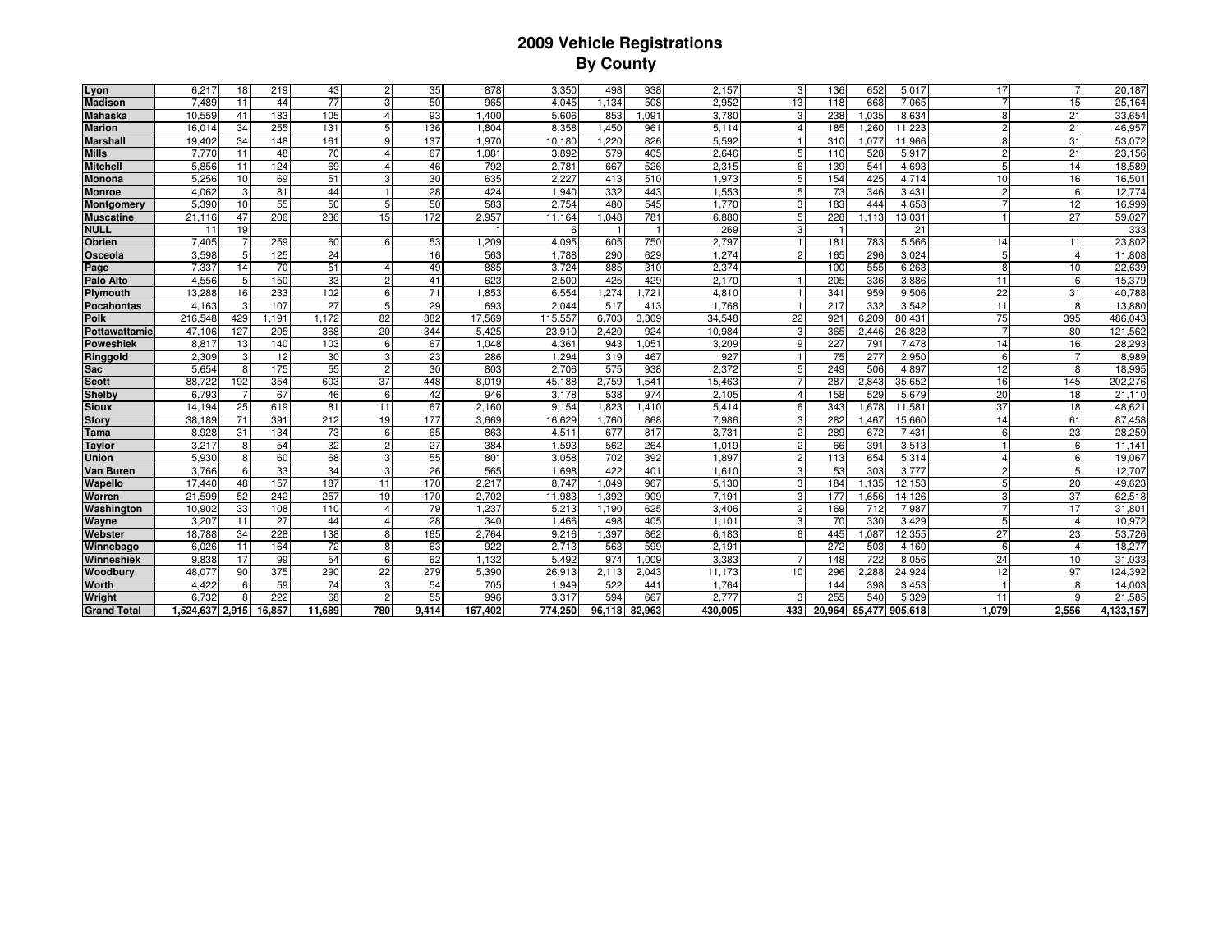# 2009 Vehicle Registrations
## By County

| | | | | | | | | | | | | | | | | | | |
|---|---|---|---|---|---|---|---|---|---|---|---|---|---|---|---|---|---|---|
| **Lyon** | 6,217 | 18 | 219 | 43 | 2 | 35 | 878 | 3,350 | 498 | 938 | 2,157 | 3 | 136 | 652 | 5,017 | 17 | 7 | 20,187 |
| **Madison** | 7,489 | 11 | 44 | 77 | 3 | 50 | 965 | 4,045 | 1,134 | 508 | 2,952 | 13 | 118 | 668 | 7,065 | 7 | 15 | 25,164 |
| **Mahaska** | 10,559 | 41 | 183 | 105 | 4 | 93 | 1,400 | 5,606 | 853 | 1,091 | 3,780 | 3 | 238 | 1,035 | 8,634 | 8 | 21 | 33,654 |
| **Marion** | 16,014 | 34 | 255 | 131 | 5 | 136 | 1,804 | 8,358 | 1,450 | 961 | 5,114 | 4 | 185 | 1,260 | 11,223 | 2 | 21 | 46,957 |
| **Marshall** | 19,402 | 34 | 148 | 161 | 9 | 137 | 1,970 | 10,180 | 1,220 | 826 | 5,592 | 1 | 310 | 1,077 | 11,966 | 8 | 31 | 53,072 |
| **Mills** | 7,770 | 11 | 48 | 70 | 4 | 67 | 1,081 | 3,892 | 579 | 405 | 2,646 | 5 | 110 | 528 | 5,917 | 2 | 21 | 23,156 |
| **Mitchell** | 5,856 | 11 | 124 | 69 | 4 | 46 | 792 | 2,781 | 667 | 526 | 2,315 | 6 | 139 | 541 | 4,693 | 5 | 14 | 18,589 |
| **Monona** | 5,256 | 10 | 69 | 51 | 3 | 30 | 635 | 2,227 | 413 | 510 | 1,973 | 5 | 154 | 425 | 4,714 | 10 | 16 | 16,501 |
| **Monroe** | 4,062 | 3 | 81 | 44 | 1 | 28 | 424 | 1,940 | 332 | 443 | 1,553 | 5 | 73 | 346 | 3,431 | 2 | 6 | 12,774 |
| **Montgomery** | 5,390 | 10 | 55 | 50 | 5 | 50 | 583 | 2,754 | 480 | 545 | 1,770 | 3 | 183 | 444 | 4,658 | 7 | 12 | 16,999 |
| **Muscatine** | 21,116 | 47 | 206 | 236 | 15 | 172 | 2,957 | 11,164 | 1,048 | 781 | 6,880 | 5 | 228 | 1,113 | 13,031 | 1 | 27 | 59,027 |
| **NULL** | 11 | 19 | | | | | 1 | 6 | 1 | 1 | 269 | 3 | 1 | | 21 | | | 333 |
| **Obrien** | 7,405 | 7 | 259 | 60 | 6 | 53 | 1,209 | 4,095 | 605 | 750 | 2,797 | 1 | 181 | 783 | 5,566 | 14 | 11 | 23,802 |
| **Osceola** | 3,598 | 5 | 125 | 24 | | 16 | 563 | 1,788 | 290 | 629 | 1,274 | 2 | 165 | 296 | 3,024 | 5 | 4 | 11,808 |
| **Page** | 7,337 | 14 | 70 | 51 | 4 | 49 | 885 | 3,724 | 885 | 310 | 2,374 | | 100 | 555 | 6,263 | 8 | 10 | 22,639 |
| **Palo Alto** | 4,556 | 5 | 150 | 33 | 2 | 41 | 623 | 2,500 | 425 | 429 | 2,170 | | 205 | 336 | 3,886 | 11 | 6 | 15,379 |
| **Plymouth** | 13,288 | 16 | 233 | 102 | 6 | 71 | 1,853 | 6,554 | 1,274 | 1,721 | 4,810 | 1 | 341 | 959 | 9,506 | 22 | 31 | 40,788 |
| **Pocahontas** | 4,163 | 3 | 107 | 27 | 5 | 29 | 693 | 2,044 | 517 | 413 | 1,768 | 1 | 217 | 332 | 3,542 | 11 | 8 | 13,880 |
| **Polk** | 216,548 | 429 | 1,191 | 1,172 | 82 | 882 | 17,569 | 115,557 | 6,703 | 3,309 | 34,548 | 22 | 921 | 6,209 | 80,431 | 75 | 395 | 486,043 |
| **Pottawattamie** | 47,106 | 127 | 205 | 368 | 20 | 344 | 5,425 | 23,910 | 2,420 | 924 | 10,984 | 3 | 365 | 2,446 | 26,828 | 7 | 80 | 121,562 |
| **Poweshiek** | 8,817 | 13 | 140 | 103 | 6 | 67 | 1,048 | 4,361 | 943 | 1,051 | 3,209 | 9 | 227 | 791 | 7,478 | 14 | 16 | 28,293 |
| **Ringgold** | 2,309 | 3 | 12 | 30 | 3 | 23 | 286 | 1,294 | 319 | 467 | 927 | 1 | 75 | 277 | 2,950 | 6 | 7 | 8,989 |
| **Sac** | 5,654 | 8 | 175 | 55 | 2 | 30 | 803 | 2,706 | 575 | 938 | 2,372 | 5 | 249 | 506 | 4,897 | 12 | 8 | 18,995 |
| **Scott** | 88,722 | 192 | 354 | 603 | 37 | 448 | 8,019 | 45,188 | 2,759 | 1,541 | 15,463 | 7 | 287 | 2,843 | 35,652 | 16 | 145 | 202,276 |
| **Shelby** | 6,793 | 7 | 67 | 46 | 6 | 42 | 946 | 3,178 | 538 | 974 | 2,105 | 4 | 158 | 529 | 5,679 | 20 | 18 | 21,110 |
| **Sioux** | 14,194 | 25 | 619 | 81 | 11 | 67 | 2,160 | 9,154 | 1,823 | 1,410 | 5,414 | 6 | 343 | 1,678 | 11,581 | 37 | 18 | 48,621 |
| **Story** | 38,189 | 71 | 391 | 212 | 19 | 177 | 3,669 | 16,629 | 1,760 | 868 | 7,986 | 3 | 282 | 1,467 | 15,660 | 14 | 61 | 87,458 |
| **Tama** | 8,928 | 31 | 134 | 73 | 6 | 65 | 863 | 4,511 | 677 | 817 | 3,731 | 2 | 289 | 672 | 7,431 | 6 | 23 | 28,259 |
| **Taylor** | 3,217 | 8 | 54 | 32 | 2 | 27 | 384 | 1,593 | 562 | 264 | 1,019 | 2 | 66 | 391 | 3,513 | 1 | 6 | 11,141 |
| **Union** | 5,930 | 8 | 60 | 68 | 3 | 55 | 801 | 3,058 | 702 | 392 | 1,897 | 2 | 113 | 654 | 5,314 | 4 | 6 | 19,067 |
| **Van Buren** | 3,766 | 6 | 33 | 34 | 3 | 26 | 565 | 1,698 | 422 | 401 | 1,610 | 3 | 53 | 303 | 3,777 | 2 | 5 | 12,707 |
| **Wapello** | 17,440 | 48 | 157 | 187 | 11 | 170 | 2,217 | 8,747 | 1,049 | 967 | 5,130 | 3 | 184 | 1,135 | 12,153 | 5 | 20 | 49,623 |
| **Warren** | 21,599 | 52 | 242 | 257 | 19 | 170 | 2,702 | 11,983 | 1,392 | 909 | 7,191 | 3 | 177 | 1,656 | 14,126 | 3 | 37 | 62,518 |
| **Washington** | 10,902 | 33 | 108 | 110 | 4 | 79 | 1,237 | 5,213 | 1,190 | 625 | 3,406 | 2 | 169 | 712 | 7,987 | 7 | 17 | 31,801 |
| **Wayne** | 3,207 | 11 | 27 | 44 | 4 | 28 | 340 | 1,466 | 498 | 405 | 1,101 | 3 | 70 | 330 | 3,429 | 5 | 4 | 10,972 |
| **Webster** | 18,788 | 34 | 228 | 138 | 8 | 165 | 2,764 | 9,216 | 1,397 | 862 | 6,183 | 6 | 445 | 1,087 | 12,355 | 27 | 23 | 53,726 |
| **Winnebago** | 6,026 | 11 | 164 | 72 | 8 | 63 | 922 | 2,713 | 563 | 599 | 2,191 | | 272 | 503 | 4,160 | 6 | 4 | 18,277 |
| **Winneshiek** | 9,838 | 17 | 99 | 54 | 6 | 62 | 1,132 | 5,492 | 974 | 1,009 | 3,383 | 7 | 148 | 722 | 8,056 | 24 | 10 | 31,033 |
| **Woodbury** | 48,077 | 90 | 375 | 290 | 22 | 279 | 5,390 | 26,913 | 2,113 | 2,043 | 11,173 | 10 | 296 | 2,288 | 24,924 | 12 | 97 | 124,392 |
| **Worth** | 4,422 | 6 | 59 | 74 | 3 | 54 | 705 | 1,949 | 522 | 441 | 1,764 | | 144 | 398 | 3,453 | 1 | 8 | 14,003 |
| **Wright** | 6,732 | 8 | 222 | 68 | 2 | 55 | 996 | 3,317 | 594 | 667 | 2,777 | 3 | 255 | 540 | 5,329 | 11 | 9 | 21,585 |
| **Grand Total** | **1,524,637** | **2,915** | **16,857** | **11,689** | **780** | **9,414** | **167,402** | **774,250** | **96,118** | **82,963** | **430,005** | **433** | **20,964** | **85,477** | **905,618** | **1,079** | **2,556** | **4,133,157** |